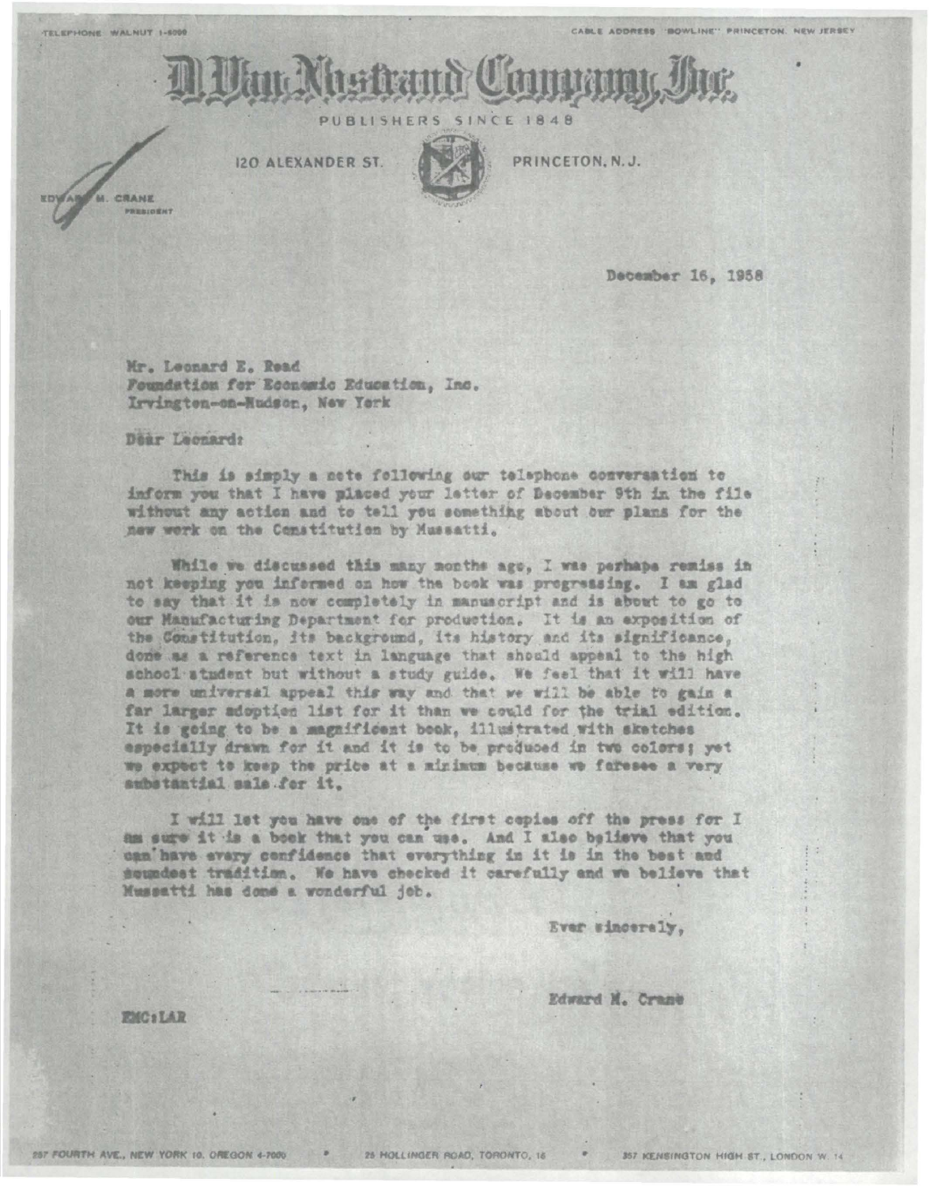TELEPHONE WALNUT 1-6000

CABLE ADDRESS "BOWLINE" PRINCETON, NEW JERSEY

# D. Van Nostrand Company, Inc.

PUBLISHERS SINCE 1848

120 ALEXANDER ST. PRINCETON, N.J.

EDWARD M. CRANE
PRESIDENT

December 16, 1958

Mr. Leonard E. Read
Foundation for Economic Education, Inc.
Irvington-on-Hudson, New York

Dear Leonard:

This is simply a note following our telephone conversation to inform you that I have placed your letter of December 9th in the file without any action and to tell you something about our plans for the new work on the Constitution by Mussatti.

While we discussed this many months ago, I was perhaps remiss in not keeping you informed on how the book was progressing. I am glad to say that it is now completely in manuscript and is about to go to our Manufacturing Department for production. It is an exposition of the Constitution, its background, its history and its significance, done as a reference text in language that should appeal to the high school student but without a study guide. We feel that it will have a more universal appeal this way and that we will be able to gain a far larger adoption list for it than we could for the trial edition. It is going to be a magnificent book, illustrated with sketches especially drawn for it and it is to be produced in two colors; yet we expect to keep the price at a minimum because we foresee a very substantial sale for it.

I will let you have one of the first copies off the press for I am sure it is a book that you can use. And I also believe that you can have every confidence that everything in it is in the best and soundest tradition. We have checked it carefully and we believe that Mussatti has done a wonderful job.

Ever sincerely,

Edward M. Crane

EMC:LAR

257 FOURTH AVE., NEW YORK 10, OREGON 4-7000 • 25 HOLLINGER ROAD, TORONTO, 16 • 357 KENSINGTON HIGH ST., LONDON W. 14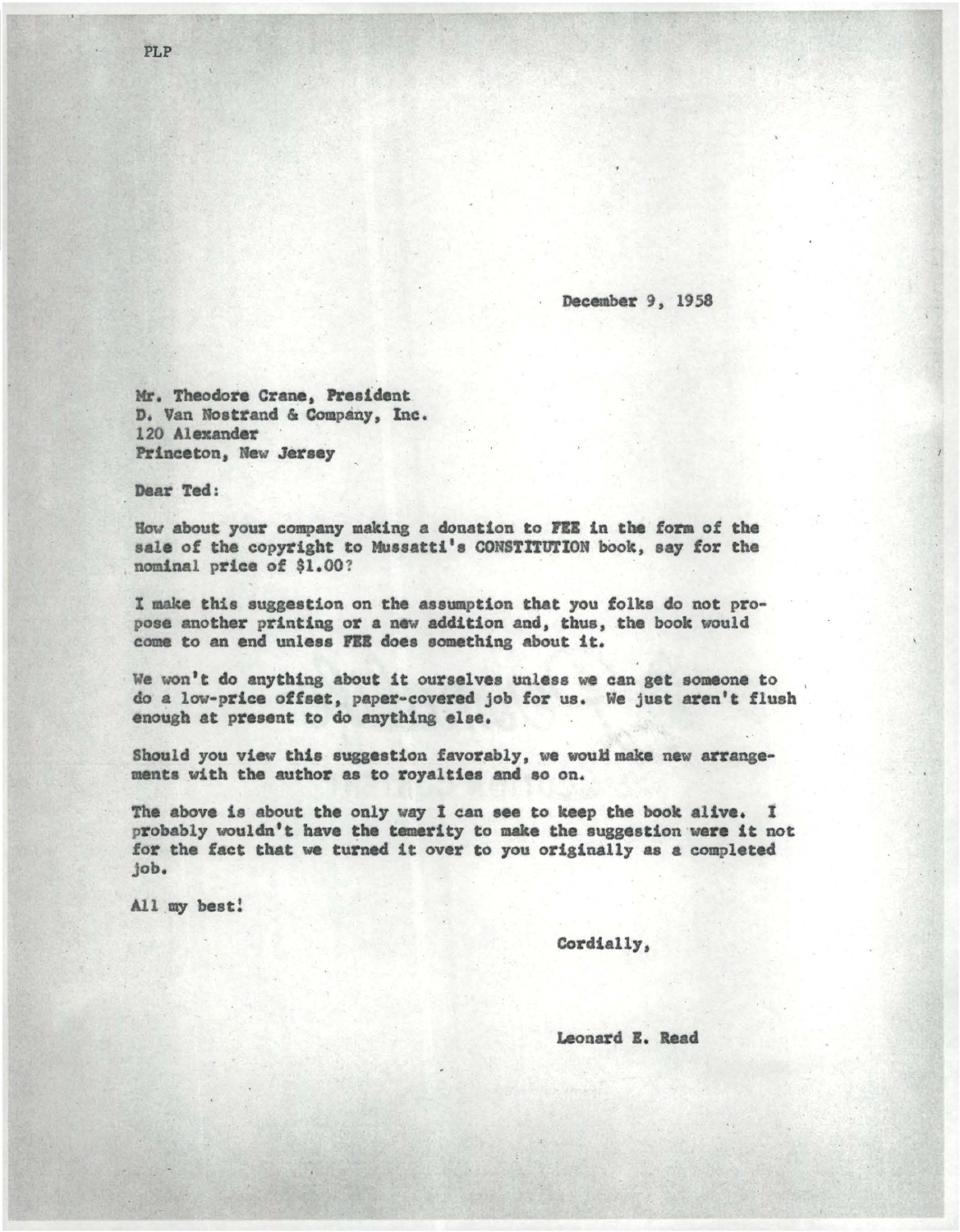PLP

December 9, 1958

Mr. Theodore Crane, President
D. Van Nostrand & Company, Inc.
120 Alexander
Princeton, New Jersey

Dear Ted:

How about your company making a donation to FEE in the form of the sale of the copyright to Mussatti's CONSTITUTION book, say for the nominal price of $1.00?

I make this suggestion on the assumption that you folks do not propose another printing or a new addition and, thus, the book would come to an end unless FEE does something about it.

We won't do anything about it ourselves unless we can get someone to do a low-price offset, paper-covered job for us. We just aren't flush enough at present to do anything else.

Should you view this suggestion favorably, we would make new arrangements with the author as to royalties and so on.

The above is about the only way I can see to keep the book alive. I probably wouldn't have the temerity to make the suggestion were it not for the fact that we turned it over to you originally as a completed job.

All my best!

Cordially,

Leonard E. Read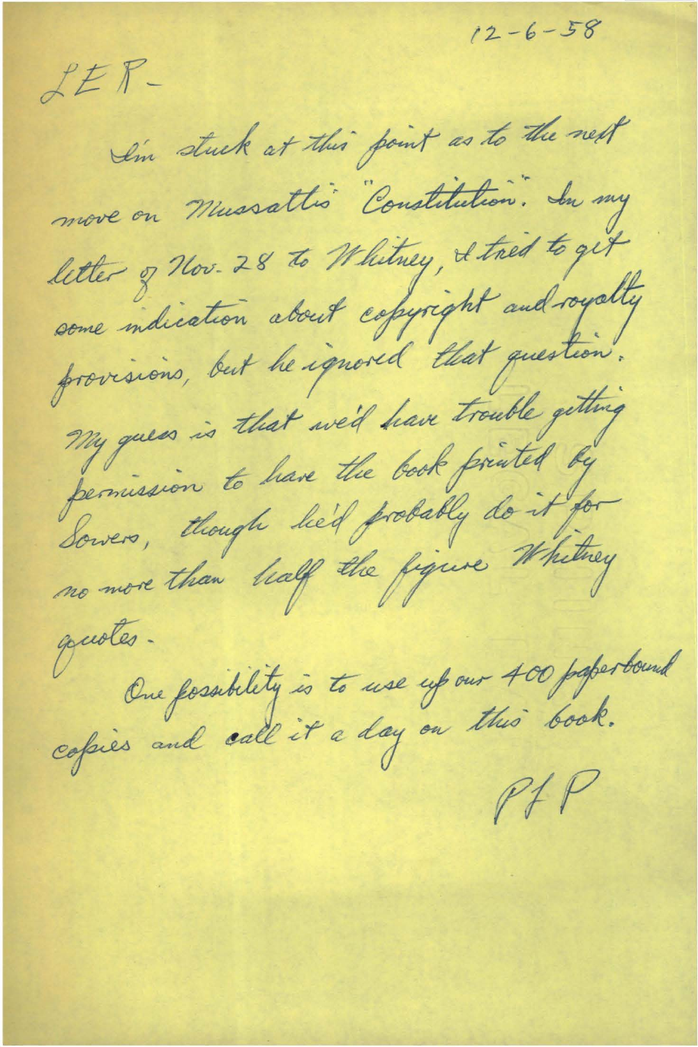12-6-58

LER -

I'm stuck at this point as to the next move on Mussatti's "Constitution". In my letter of Nov. 28 to Whitney, I tried to get some indication about copyright and royalty provisions, but he ignored that question. My guess is that we'd have trouble getting permission to have the book printed by Sowers, though he'd probably do it for no more than half the figure Whitney quotes.

One possibility is to use up our 400 paperbound copies and call it a day on this book.

PFP